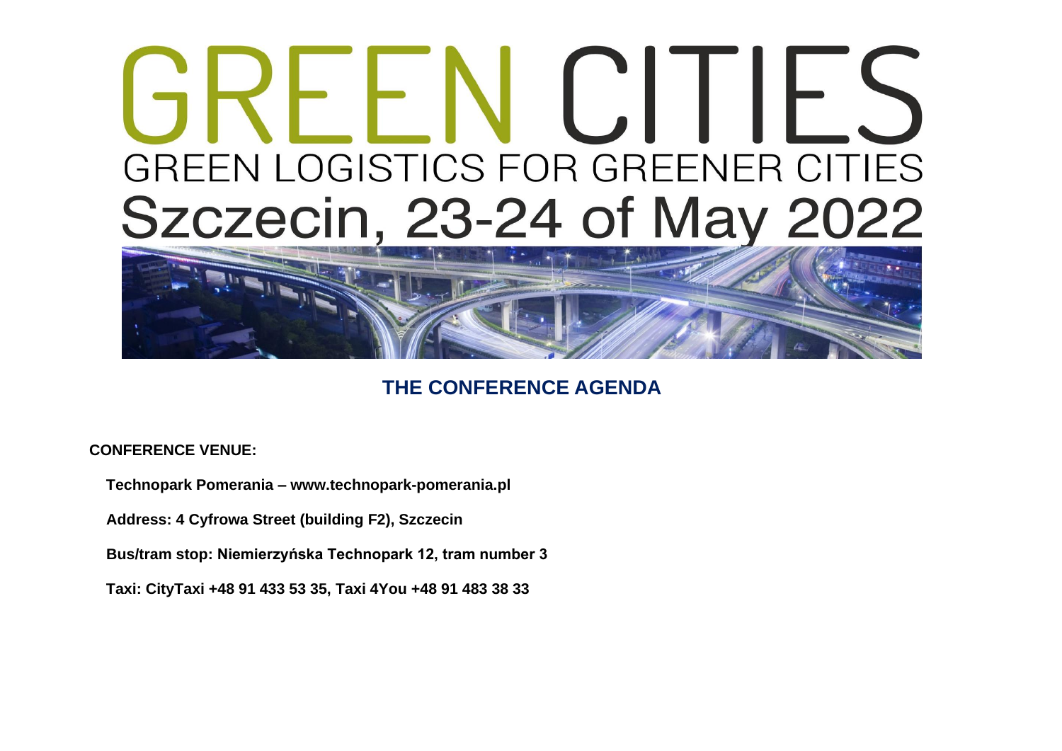# GREEN CITIES

## GREEN LOGISTICS FOR GREENER CITIES

## Szczecin, 23-24 of May 2022

**THE CONFERENCE AGENDA**

**CONFERENCE VENUE:**

**Technopark Pomerania – www.technopark-pomerania.pl**

**Address: 4 Cyfrowa Street (building F2), Szczecin**

**Bus/tram stop: Niemierzyńska Technopark 12, tram number 3**

**Taxi: CityTaxi +48 91 433 53 35, Taxi 4You +48 91 483 38 33**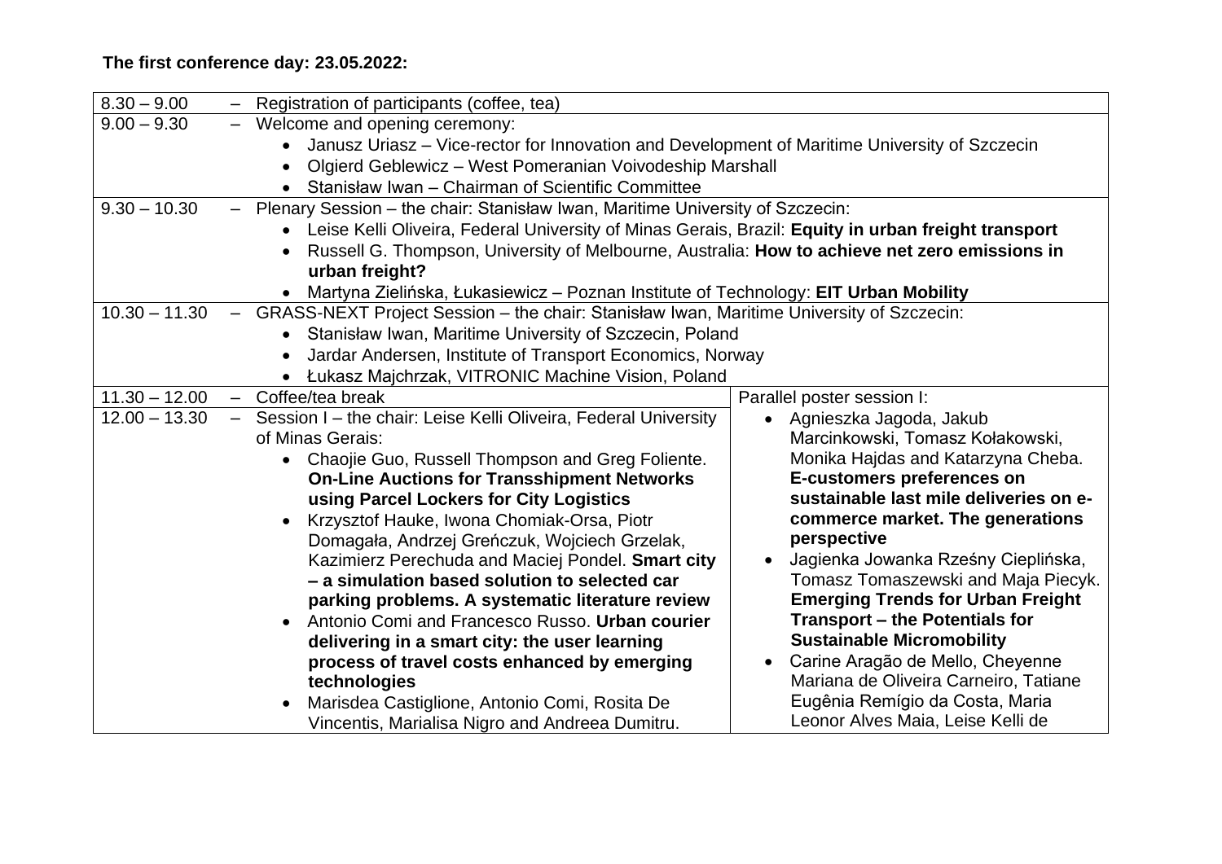**The first conference day: 23.05.2022:**

| | | |
|---|---|---|
| 8.30 – 9.00 | – Registration of participants (coffee, tea) | |
| 9.00 – 9.30 | – Welcome and opening ceremony:<br>• Janusz Uriasz – Vice-rector for Innovation and Development of Maritime University of Szczecin<br>• Olgierd Geblewicz – West Pomeranian Voivodeship Marshall<br>• Stanisław Iwan – Chairman of Scientific Committee | |
| 9.30 – 10.30 | – Plenary Session – the chair: Stanisław Iwan, Maritime University of Szczecin:<br>• Leise Kelli Oliveira, Federal University of Minas Gerais, Brazil: **Equity in urban freight transport**<br>• Russell G. Thompson, University of Melbourne, Australia: **How to achieve net zero emissions in urban freight?**<br>• Martyna Zielińska, Łukasiewicz – Poznan Institute of Technology: **EIT Urban Mobility** | |
| 10.30 – 11.30 | – GRASS-NEXT Project Session – the chair: Stanisław Iwan, Maritime University of Szczecin:<br>• Stanisław Iwan, Maritime University of Szczecin, Poland<br>• Jardar Andersen, Institute of Transport Economics, Norway<br>• Łukasz Majchrzak, VITRONIC Machine Vision, Poland | |
| 11.30 – 12.00 | – Coffee/tea break | Parallel poster session I:<br>• Agnieszka Jagoda, Jakub Marcinkowski, Tomasz Kołakowski, Monika Hajdas and Katarzyna Cheba. **E-customers preferences on sustainable last mile deliveries on e-commerce market. The generations perspective**<br>• Jagienka Jowanka Rześny Cieplińska, Tomasz Tomaszewski and Maja Piecyk. **Emerging Trends for Urban Freight Transport – the Potentials for Sustainable Micromobility**<br>• Carine Aragão de Mello, Cheyenne Mariana de Oliveira Carneiro, Tatiane Eugênia Remígio da Costa, Maria Leonor Alves Maia, Leise Kelli de |
| 12.00 – 13.30 | – Session I – the chair: Leise Kelli Oliveira, Federal University of Minas Gerais:<br>• Chaojie Guo, Russell Thompson and Greg Foliente. **On-Line Auctions for Transshipment Networks using Parcel Lockers for City Logistics**<br>• Krzysztof Hauke, Iwona Chomiak-Orsa, Piotr Domagała, Andrzej Greńczuk, Wojciech Grzelak, Kazimierz Perechuda and Maciej Pondel. **Smart city – a simulation based solution to selected car parking problems. A systematic literature review**<br>• Antonio Comi and Francesco Russo. **Urban courier delivering in a smart city: the user learning process of travel costs enhanced by emerging technologies**<br>• Marisdea Castiglione, Antonio Comi, Rosita De Vincentis, Marialisa Nigro and Andreea Dumitru. | |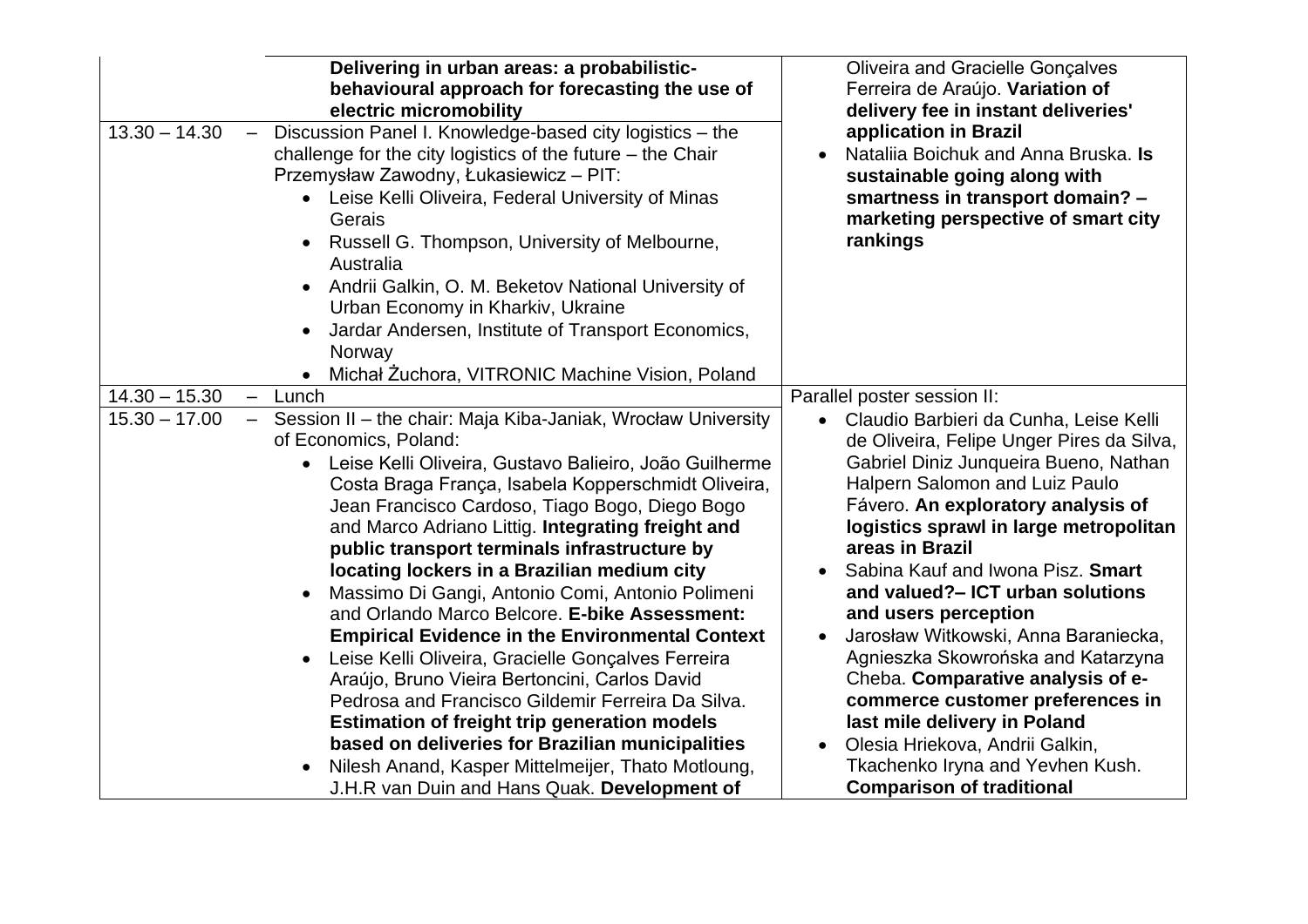| | | |
|---|---|---|
| | **Delivering in urban areas: a probabilistic-behavioural approach for forecasting the use of electric micromobility** | Oliveira and Gracielle Gonçalves Ferreira de Araújo. **Variation of delivery fee in instant deliveries' application in Brazil**<br>• Nataliia Boichuk and Anna Bruska. **Is sustainable going along with smartness in transport domain? – marketing perspective of smart city rankings** |
| 13.30 – 14.30 | – Discussion Panel I. Knowledge-based city logistics – the challenge for the city logistics of the future – the Chair Przemysław Zawodny, Łukasiewicz – PIT:<br>• Leise Kelli Oliveira, Federal University of Minas Gerais<br>• Russell G. Thompson, University of Melbourne, Australia<br>• Andrii Galkin, O. M. Beketov National University of Urban Economy in Kharkiv, Ukraine<br>• Jardar Andersen, Institute of Transport Economics, Norway<br>• Michał Żuchora, VITRONIC Machine Vision, Poland | |
| 14.30 – 15.30 | – Lunch | Parallel poster session II:<br>• Claudio Barbieri da Cunha, Leise Kelli de Oliveira, Felipe Unger Pires da Silva, Gabriel Diniz Junqueira Bueno, Nathan Halpern Salomon and Luiz Paulo Fávero. **An exploratory analysis of logistics sprawl in large metropolitan areas in Brazil**<br>• Sabina Kauf and Iwona Pisz. **Smart and valued?– ICT urban solutions and users perception**<br>• Jarosław Witkowski, Anna Baraniecka, Agnieszka Skowrońska and Katarzyna Cheba. **Comparative analysis of e-commerce customer preferences in last mile delivery in Poland**<br>• Olesia Hriekova, Andrii Galkin, Tkachenko Iryna and Yevhen Kush. **Comparison of traditional** |
| 15.30 – 17.00 | – Session II – the chair: Maja Kiba-Janiak, Wrocław University of Economics, Poland:<br>• Leise Kelli Oliveira, Gustavo Balieiro, João Guilherme Costa Braga França, Isabela Kopperschmidt Oliveira, Jean Francisco Cardoso, Tiago Bogo, Diego Bogo and Marco Adriano Littig. **Integrating freight and public transport terminals infrastructure by locating lockers in a Brazilian medium city**<br>• Massimo Di Gangi, Antonio Comi, Antonio Polimeni and Orlando Marco Belcore. **E-bike Assessment: Empirical Evidence in the Environmental Context**<br>• Leise Kelli Oliveira, Gracielle Gonçalves Ferreira Araújo, Bruno Vieira Bertoncini, Carlos David Pedrosa and Francisco Gildemir Ferreira Da Silva. **Estimation of freight trip generation models based on deliveries for Brazilian municipalities**<br>• Nilesh Anand, Kasper Mittelmeijer, Thato Motloung, J.H.R van Duin and Hans Quak. **Development of** | |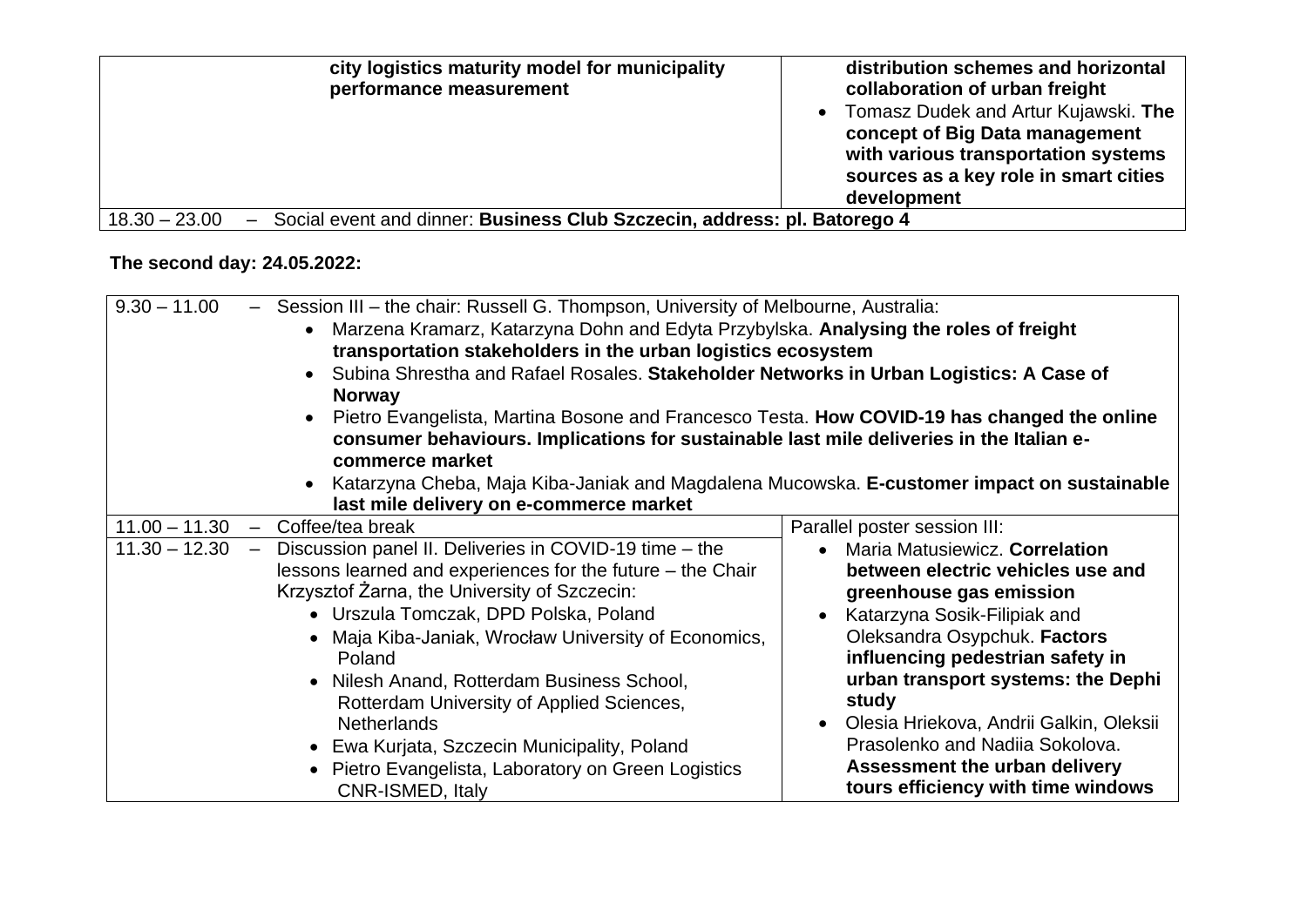| | | |
|---|---|---|
| | **city logistics maturity model for municipality performance measurement** | **distribution schemes and horizontal collaboration of urban freight**<br>• Tomasz Dudek and Artur Kujawski. **The concept of Big Data management with various transportation systems sources as a key role in smart cities development** |
| 18.30 – 23.00 | – Social event and dinner: **Business Club Szczecin, address: pl. Batorego 4** | |

**The second day: 24.05.2022:**

| | | |
|---|---|---|
| 9.30 – 11.00 | – Session III – the chair: Russell G. Thompson, University of Melbourne, Australia:<br>• Marzena Kramarz, Katarzyna Dohn and Edyta Przybylska. **Analysing the roles of freight transportation stakeholders in the urban logistics ecosystem**<br>• Subina Shrestha and Rafael Rosales. **Stakeholder Networks in Urban Logistics: A Case of Norway**<br>• Pietro Evangelista, Martina Bosone and Francesco Testa. **How COVID-19 has changed the online consumer behaviours. Implications for sustainable last mile deliveries in the Italian e-commerce market**<br>• Katarzyna Cheba, Maja Kiba-Janiak and Magdalena Mucowska. **E-customer impact on sustainable last mile delivery on e-commerce market** | |
| 11.00 – 11.30 | – Coffee/tea break | Parallel poster session III: |
| 11.30 – 12.30 | – Discussion panel II. Deliveries in COVID-19 time – the lessons learned and experiences for the future – the Chair Krzysztof Żarna, the University of Szczecin:<br>• Urszula Tomczak, DPD Polska, Poland<br>• Maja Kiba-Janiak, Wrocław University of Economics, Poland<br>• Nilesh Anand, Rotterdam Business School, Rotterdam University of Applied Sciences, Netherlands<br>• Ewa Kurjata, Szczecin Municipality, Poland<br>• Pietro Evangelista, Laboratory on Green Logistics CNR-ISMED, Italy | • Maria Matusiewicz. **Correlation between electric vehicles use and greenhouse gas emission**<br>• Katarzyna Sosik-Filipiak and Oleksandra Osypchuk. **Factors influencing pedestrian safety in urban transport systems: the Dephi study**<br>• Olesia Hriekova, Andrii Galkin, Oleksii Prasolenko and Nadiia Sokolova. **Assessment the urban delivery tours efficiency with time windows** |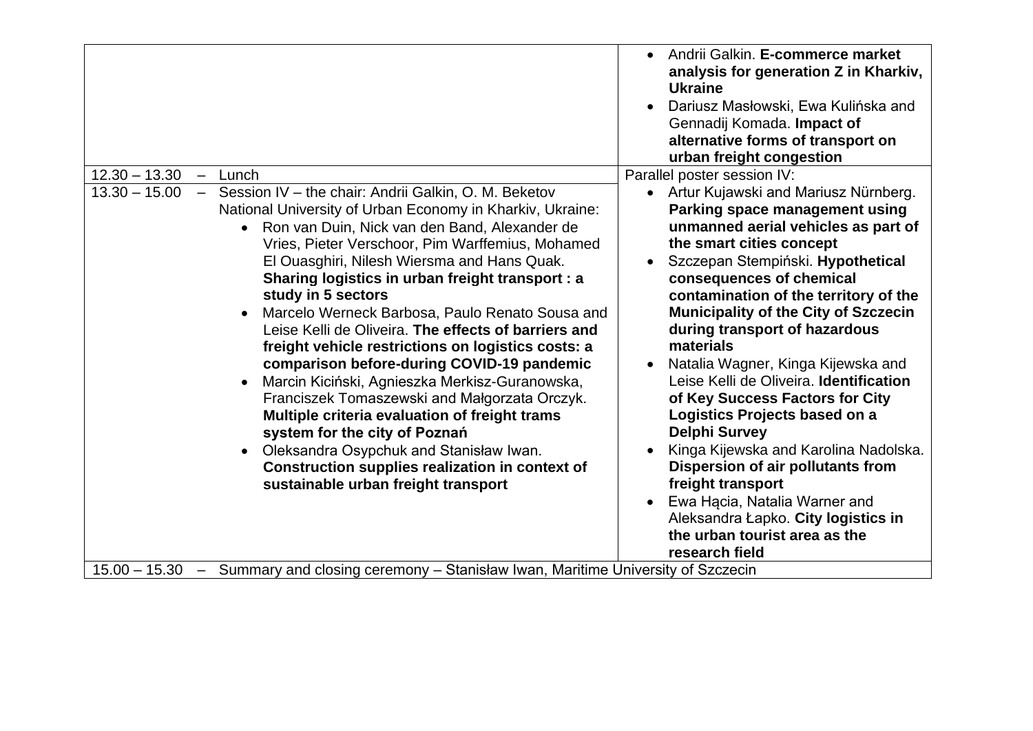| | | |
|---|---|---|
| | | • Andrii Galkin. **E-commerce market analysis for generation Z in Kharkiv, Ukraine**<br>• Dariusz Masłowski, Ewa Kulińska and Gennadij Komada. **Impact of alternative forms of transport on urban freight congestion** |
| 12.30 – 13.30 | – Lunch | Parallel poster session IV: |
| 13.30 – 15.00 | – Session IV – the chair: Andrii Galkin, O. M. Beketov National University of Urban Economy in Kharkiv, Ukraine:<br>• Ron van Duin, Nick van den Band, Alexander de Vries, Pieter Verschoor, Pim Warffemius, Mohamed El Ouasghiri, Nilesh Wiersma and Hans Quak. **Sharing logistics in urban freight transport : a study in 5 sectors**<br>• Marcelo Werneck Barbosa, Paulo Renato Sousa and Leise Kelli de Oliveira. **The effects of barriers and freight vehicle restrictions on logistics costs: a comparison before-during COVID-19 pandemic**<br>• Marcin Kiciński, Agnieszka Merkisz-Guranowska, Franciszek Tomaszewski and Małgorzata Orczyk. **Multiple criteria evaluation of freight trams system for the city of Poznań**<br>• Oleksandra Osypchuk and Stanisław Iwan. **Construction supplies realization in context of sustainable urban freight transport** | • Artur Kujawski and Mariusz Nürnberg. **Parking space management using unmanned aerial vehicles as part of the smart cities concept**<br>• Szczepan Stempiński. **Hypothetical consequences of chemical contamination of the territory of the Municipality of the City of Szczecin during transport of hazardous materials**<br>• Natalia Wagner, Kinga Kijewska and Leise Kelli de Oliveira. **Identification of Key Success Factors for City Logistics Projects based on a Delphi Survey**<br>• Kinga Kijewska and Karolina Nadolska. **Dispersion of air pollutants from freight transport**<br>• Ewa Hącia, Natalia Warner and Aleksandra Łapko. **City logistics in the urban tourist area as the research field** |
| 15.00 – 15.30 | – Summary and closing ceremony – Stanisław Iwan, Maritime University of Szczecin | |